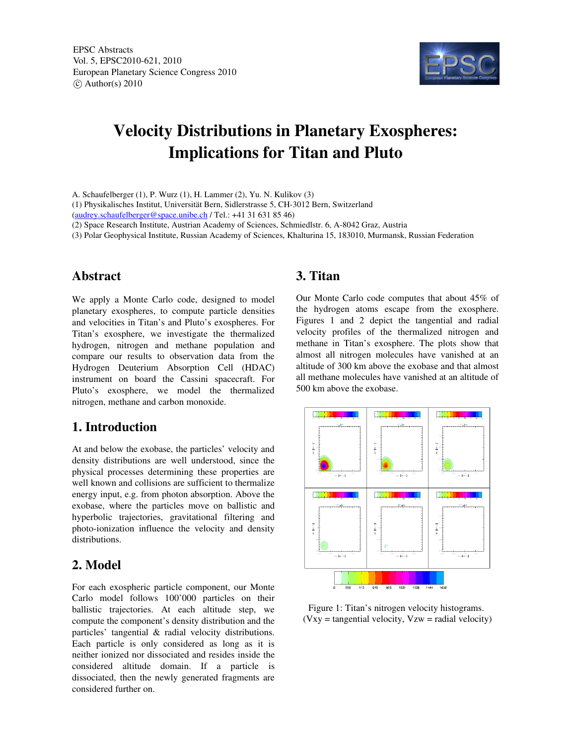EPSC Abstracts
Vol. 5, EPSC2010-621, 2010
European Planetary Science Congress 2010
© Author(s) 2010

# Velocity Distributions in Planetary Exospheres: Implications for Titan and Pluto

A. Schaufelberger (1), P. Wurz (1), H. Lammer (2), Yu. N. Kulikov (3)
(1) Physikalisches Institut, Universität Bern, Sidlerstrasse 5, CH-3012 Bern, Switzerland
(audrey.schaufelberger@space.unibe.ch / Tel.: +41 31 631 85 46)
(2) Space Research Institute, Austrian Academy of Sciences, Schmiedlstr. 6, A-8042 Graz, Austria
(3) Polar Geophysical Institute, Russian Academy of Sciences, Khalturina 15, 183010, Murmansk, Russian Federation

## Abstract

We apply a Monte Carlo code, designed to model planetary exospheres, to compute particle densities and velocities in Titan's and Pluto's exospheres. For Titan's exosphere, we investigate the thermalized hydrogen, nitrogen and methane population and compare our results to observation data from the Hydrogen Deuterium Absorption Cell (HDAC) instrument on board the Cassini spacecraft. For Pluto's exosphere, we model the thermalized nitrogen, methane and carbon monoxide.

## 1. Introduction

At and below the exobase, the particles' velocity and density distributions are well understood, since the physical processes determining these properties are well known and collisions are sufficient to thermalize energy input, e.g. from photon absorption. Above the exobase, where the particles move on ballistic and hyperbolic trajectories, gravitational filtering and photo-ionization influence the velocity and density distributions.

## 2. Model

For each exospheric particle component, our Monte Carlo model follows 100'000 particles on their ballistic trajectories. At each altitude step, we compute the component's density distribution and the particles' tangential & radial velocity distributions. Each particle is only considered as long as it is neither ionized nor dissociated and resides inside the considered altitude domain. If a particle is dissociated, then the newly generated fragments are considered further on.

## 3. Titan

Our Monte Carlo code computes that about 45% of the hydrogen atoms escape from the exosphere. Figures 1 and 2 depict the tangential and radial velocity profiles of the thermalized nitrogen and methane in Titan's exosphere. The plots show that almost all nitrogen molecules have vanished at an altitude of 300 km above the exobase and that almost all methane molecules have vanished at an altitude of 500 km above the exobase.

Figure 1: Titan's nitrogen velocity histograms. (Vxy = tangential velocity, Vzw = radial velocity)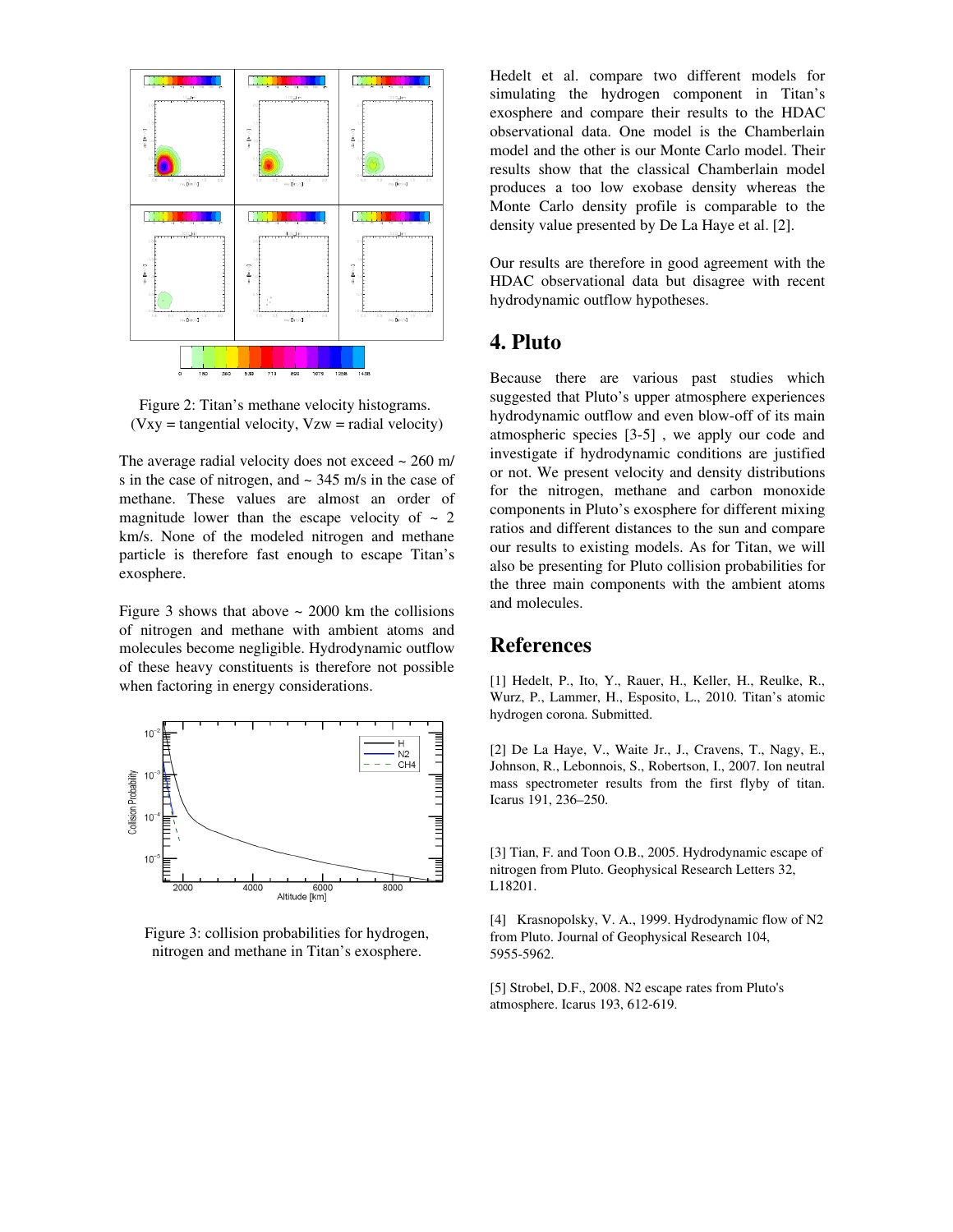0 150 360 539 719 899 1079 1258 1438

Figure 2: Titan's methane velocity histograms. (Vxy = tangential velocity, Vzw = radial velocity)

The average radial velocity does not exceed ~ 260 m/s in the case of nitrogen, and ~ 345 m/s in the case of methane. These values are almost an order of magnitude lower than the escape velocity of ~ 2 km/s. None of the modeled nitrogen and methane particle is therefore fast enough to escape Titan's exosphere.

Figure 3 shows that above ~ 2000 km the collisions of nitrogen and methane with ambient atoms and molecules become negligible. Hydrodynamic outflow of these heavy constituents is therefore not possible when factoring in energy considerations.

Collision Probability

Altitude [km]

H
N2
CH4

Figure 3: collision probabilities for hydrogen, nitrogen and methane in Titan's exosphere.

Hedelt et al. compare two different models for simulating the hydrogen component in Titan's exosphere and compare their results to the HDAC observational data. One model is the Chamberlain model and the other is our Monte Carlo model. Their results show that the classical Chamberlain model produces a too low exobase density whereas the Monte Carlo density profile is comparable to the density value presented by De La Haye et al. [2].

Our results are therefore in good agreement with the HDAC observational data but disagree with recent hydrodynamic outflow hypotheses.

## 4. Pluto

Because there are various past studies which suggested that Pluto's upper atmosphere experiences hydrodynamic outflow and even blow-off of its main atmospheric species [3-5] , we apply our code and investigate if hydrodynamic conditions are justified or not. We present velocity and density distributions for the nitrogen, methane and carbon monoxide components in Pluto's exosphere for different mixing ratios and different distances to the sun and compare our results to existing models. As for Titan, we will also be presenting for Pluto collision probabilities for the three main components with the ambient atoms and molecules.

## References

[1] Hedelt, P., Ito, Y., Rauer, H., Keller, H., Reulke, R., Wurz, P., Lammer, H., Esposito, L., 2010. Titan's atomic hydrogen corona. Submitted.

[2] De La Haye, V., Waite Jr., J., Cravens, T., Nagy, E., Johnson, R., Lebonnois, S., Robertson, I., 2007. Ion neutral mass spectrometer results from the first flyby of titan. Icarus 191, 236–250.

[3] Tian, F. and Toon O.B., 2005. Hydrodynamic escape of nitrogen from Pluto. Geophysical Research Letters 32, L18201.

[4] Krasnopolsky, V. A., 1999. Hydrodynamic flow of N2 from Pluto. Journal of Geophysical Research 104, 5955-5962.

[5] Strobel, D.F., 2008. N2 escape rates from Pluto's atmosphere. Icarus 193, 612-619.